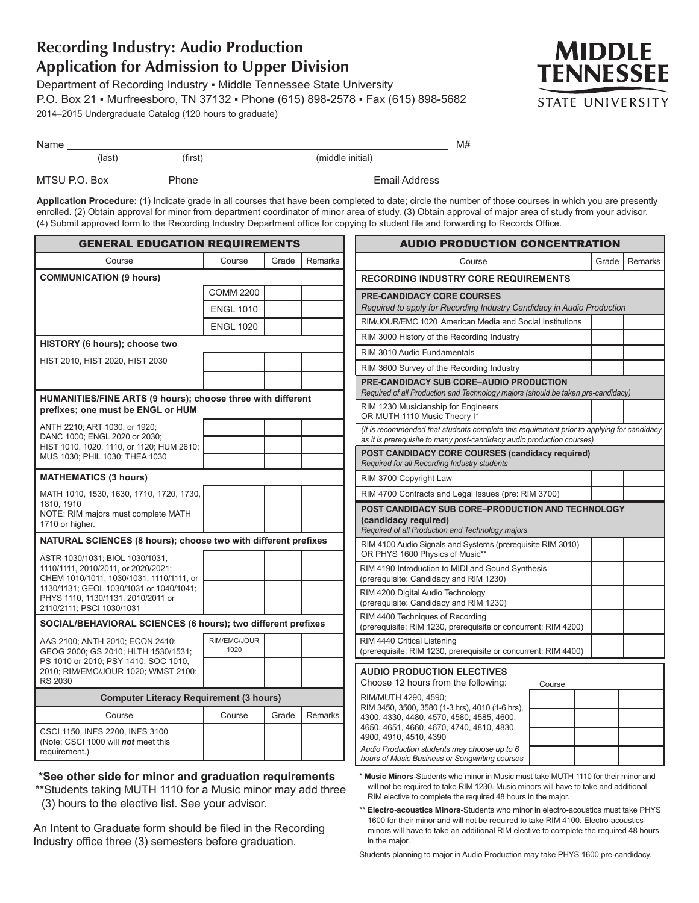# Recording Industry: Audio Production
# Application for Admission to Upper Division

Department of Recording Industry ▪ Middle Tennessee State University
P.O. Box 21 ▪ Murfreesboro, TN 37132 ▪ Phone (615) 898-2578 ▪ Fax (615) 898-5682
2014–2015 Undergraduate Catalog (120 hours to graduate)

MIDDLE TENNESSEE STATE UNIVERSITY

Name ______________________________ M# ______________
(last) (first) (middle initial)

MTSU P.O. Box ________ Phone ______________ Email Address ______________

**Application Procedure:** (1) Indicate grade in all courses that have been completed to date; circle the number of those courses in which you are presently enrolled. (2) Obtain approval for minor from department coordinator of minor area of study. (3) Obtain approval of major area of study from your advisor. (4) Submit approved form to the Recording Industry Department office for copying to student file and forwarding to Records Office.

## GENERAL EDUCATION REQUIREMENTS

| Course | Course | Grade | Remarks |
|---|---|---|---|
| **COMMUNICATION (9 hours)** | | | |
| | COMM 2200 | | |
| | ENGL 1010 | | |
| | ENGL 1020 | | |
| **HISTORY (6 hours); choose two** | | | |
| HIST 2010, HIST 2020, HIST 2030 | | | |
| | | | |
| **HUMANITIES/FINE ARTS (9 hours); choose three with different prefixes; one must be ENGL or HUM** | | | |
| ANTH 2210; ART 1030, or 1920; DANC 1000; ENGL 2020 or 2030; HIST 1010, 1020, 1110, or 1120; HUM 2610; MUS 1030; PHIL 1030; THEA 1030 | | | |
| | | | |
| | | | |
| **MATHEMATICS (3 hours)** | | | |
| MATH 1010, 1530, 1630, 1710, 1720, 1730, 1810, 1910<br>NOTE: RIM majors must complete MATH 1710 or higher. | | | |
| **NATURAL SCIENCES (8 hours); choose two with different prefixes** | | | |
| ASTR 1030/1031; BIOL 1030/1031, 1110/1111, 2010/2011, or 2020/2021; CHEM 1010/1011, 1030/1031, 1110/1111, or 1130/1131; GEOL 1030/1031 or 1040/1041; PHYS 1110, 1130/1131, 2010/2011 or 2110/2111; PSCI 1030/1031 | | | |
| | | | |
| **SOCIAL/BEHAVIORAL SCIENCES (6 hours); two different prefixes** | | | |
| AAS 2100; ANTH 2010; ECON 2410; GEOG 2000; GS 2010; HLTH 1530/1531; PS 1010 or 2010; PSY 1410; SOC 1010, 2010; RIM/EMC/JOUR 1020; WMST 2100; RS 2030 | RIM/EMC/JOUR 1020 | | |
| | | | |

**Computer Literacy Requirement (3 hours)**

| Course | Course | Grade | Remarks |
|---|---|---|---|
| CSCI 1150, INFS 2200, INFS 3100 (Note: CSCI 1000 will ***not*** meet this requirement.) | | | |

**\*See other side for minor and graduation requirements**

\*\*Students taking MUTH 1110 for a Music minor may add three (3) hours to the elective list. See your advisor.

An Intent to Graduate form should be filed in the Recording Industry office three (3) semesters before graduation.

## AUDIO PRODUCTION CONCENTRATION

| Course | Grade | Remarks |
|---|---|---|
| **RECORDING INDUSTRY CORE REQUIREMENTS** | | |
| **PRE-CANDIDACY CORE COURSES**<br>*Required to apply for Recording Industry Candidacy in Audio Production* | | |
| RIM/JOUR/EMC 1020 American Media and Social Institutions | | |
| RIM 3000 History of the Recording Industry | | |
| RIM 3010 Audio Fundamentals | | |
| RIM 3600 Survey of the Recording Industry | | |
| **PRE-CANDIDACY SUB CORE–AUDIO PRODUCTION**<br>*Required of all Production and Technology majors (should be taken pre-candidacy)* | | |
| RIM 1230 Musicianship for Engineers OR MUTH 1110 Music Theory I* | | |
| *(It is recommended that students complete this requirement prior to applying for candidacy as it is prerequisite to many post-candidacy audio production courses)* | | |
| **POST CANDIDACY CORE COURSES (candidacy required)**<br>*Required for all Recording Industry students* | | |
| RIM 3700 Copyright Law | | |
| RIM 4700 Contracts and Legal Issues (pre: RIM 3700) | | |
| **POST CANDIDACY SUB CORE–PRODUCTION AND TECHNOLOGY (candidacy required)**<br>*Required of all Production and Technology majors* | | |
| RIM 4100 Audio Signals and Systems (prerequisite RIM 3010) OR PHYS 1600 Physics of Music** | | |
| RIM 4190 Introduction to MIDI and Sound Synthesis (prerequisite: Candidacy and RIM 1230) | | |
| RIM 4200 Digital Audio Technology (prerequisite: Candidacy and RIM 1230) | | |
| RIM 4400 Techniques of Recording (prerequisite: RIM 1230, prerequisite or concurrent: RIM 4200) | | |
| RIM 4440 Critical Listening (prerequisite: RIM 1230, prerequisite or concurrent: RIM 4400) | | |

**AUDIO PRODUCTION ELECTIVES**
Choose 12 hours from the following:

| | Course | Grade | Remarks |
|---|---|---|---|
| RIM/MUTH 4290, 4590; RIM 3450, 3500, 3580 (1-3 hrs), 4010 (1-6 hrs), 4300, 4330, 4480, 4570, 4580, 4585, 4600, 4650, 4651, 4660, 4670, 4740, 4810, 4830, 4900, 4910, 4510, 4390 | | | |
| *Audio Production students may choose up to 6 hours of Music Business or Songwriting courses* | | | |
| | | | |
| | | | |

\* **Music Minors**-Students who minor in Music must take MUTH 1110 for their minor and will not be required to take RIM 1230. Music minors will have to take and additional RIM elective to complete the required 48 hours in the major.

\*\* **Electro-acoustics Minors**-Students who minor in electro-acoustics must take PHYS 1600 for their minor and will not be required to take RIM 4100. Electro-acoustics minors will have to take an additional RIM elective to complete the required 48 hours in the major.

Students planning to major in Audio Production may take PHYS 1600 pre-candidacy.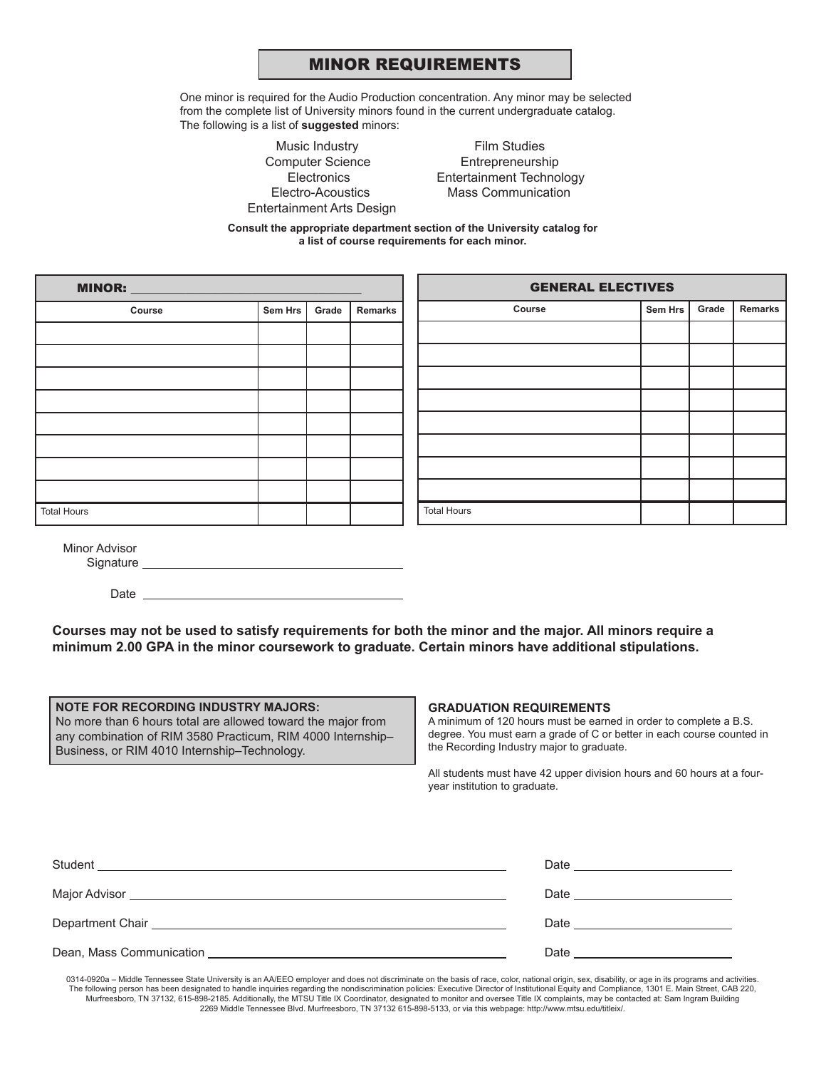# MINOR REQUIREMENTS

One minor is required for the Audio Production concentration. Any minor may be selected from the complete list of University minors found in the current undergraduate catalog. The following is a list of **suggested** minors:

- Music Industry
- Computer Science
- Electronics
- Electro-Acoustics
- Entertainment Arts Design
- Film Studies
- Entrepreneurship
- Entertainment Technology
- Mass Communication

**Consult the appropriate department section of the University catalog for a list of course requirements for each minor.**

**MINOR:** ______________________________

| Course | Sem Hrs | Grade | Remarks |
|---|---|---|---|
| | | | |
| | | | |
| | | | |
| | | | |
| | | | |
| | | | |
| | | | |
| | | | |
| Total Hours | | | |

**GENERAL ELECTIVES**

| Course | Sem Hrs | Grade | Remarks |
|---|---|---|---|
| | | | |
| | | | |
| | | | |
| | | | |
| | | | |
| | | | |
| | | | |
| | | | |
| Total Hours | | | |

Minor Advisor
Signature ______________________________

Date ______________________________

**Courses may not be used to satisfy requirements for both the minor and the major. All minors require a minimum 2.00 GPA in the minor coursework to graduate. Certain minors have additional stipulations.**

**NOTE FOR RECORDING INDUSTRY MAJORS:**
No more than 6 hours total are allowed toward the major from any combination of RIM 3580 Practicum, RIM 4000 Internship–Business, or RIM 4010 Internship–Technology.

**GRADUATION REQUIREMENTS**

A minimum of 120 hours must be earned in order to complete a B.S. degree. You must earn a grade of C or better in each course counted in the Recording Industry major to graduate.

All students must have 42 upper division hours and 60 hours at a four-year institution to graduate.

Student ______________________________ Date ______________

Major Advisor ______________________________ Date ______________

Department Chair ______________________________ Date ______________

Dean, Mass Communication ______________________________ Date ______________

0314-0920a – Middle Tennessee State University is an AA/EEO employer and does not discriminate on the basis of race, color, national origin, sex, disability, or age in its programs and activities. The following person has been designated to handle inquiries regarding the nondiscrimination policies: Executive Director of Institutional Equity and Compliance, 1301 E. Main Street, CAB 220, Murfreesboro, TN 37132, 615-898-2185. Additionally, the MTSU Title IX Coordinator, designated to monitor and oversee Title IX complaints, may be contacted at: Sam Ingram Building 2269 Middle Tennessee Blvd. Murfreesboro, TN 37132 615-898-5133, or via this webpage: http://www.mtsu.edu/titleix/.